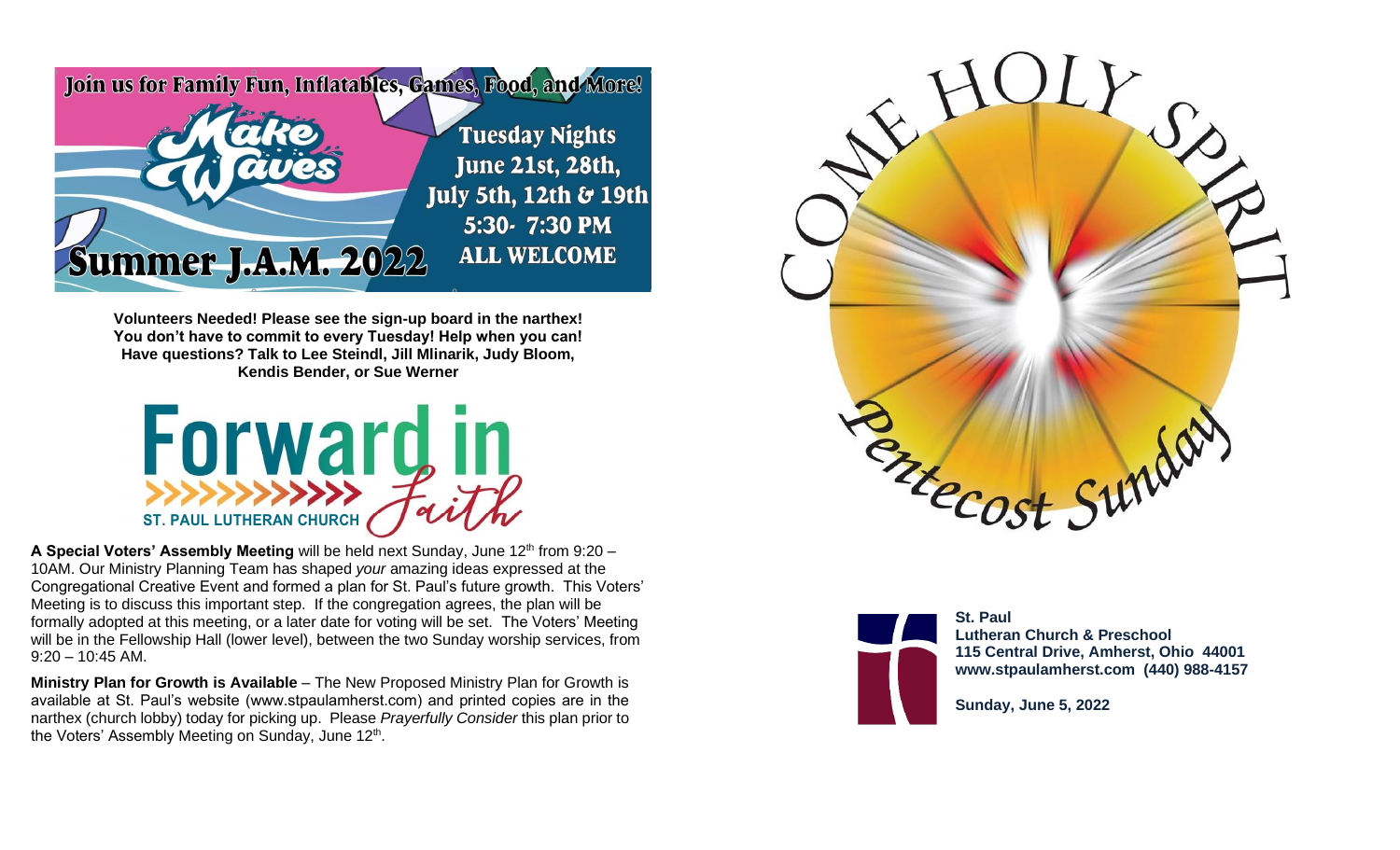Join us for Family Fun, Inflatables, Games, Food, and More!

# Make Waves

## Summer J.A.M. 2022

**Tuesday Nights**
**June 21st, 28th, July 5th, 12th & 19th**
**5:30- 7:30 PM**
**ALL WELCOME**

**Volunteers Needed! Please see the sign-up board in the narthex! You don't have to commit to every Tuesday! Help when you can! Have questions? Talk to Lee Steindl, Jill Mlinarik, Judy Bloom, Kendis Bender, or Sue Werner**

# Forward in Faith

ST. PAUL LUTHERAN CHURCH

**A Special Voters' Assembly Meeting** will be held next Sunday, June 12th from 9:20 – 10AM. Our Ministry Planning Team has shaped *your* amazing ideas expressed at the Congregational Creative Event and formed a plan for St. Paul's future growth. This Voters' Meeting is to discuss this important step. If the congregation agrees, the plan will be formally adopted at this meeting, or a later date for voting will be set. The Voters' Meeting will be in the Fellowship Hall (lower level), between the two Sunday worship services, from 9:20 – 10:45 AM.

**Ministry Plan for Growth is Available** – The New Proposed Ministry Plan for Growth is available at St. Paul's website (www.stpaulamherst.com) and printed copies are in the narthex (church lobby) today for picking up. Please *Prayerfully Consider* this plan prior to the Voters' Assembly Meeting on Sunday, June 12th.

# Come Holy Spirit

## Pentecost Sunday

**St. Paul**
**Lutheran Church & Preschool**
**115 Central Drive, Amherst, Ohio 44001**
**www.stpaulamherst.com (440) 988-4157**

**Sunday, June 5, 2022**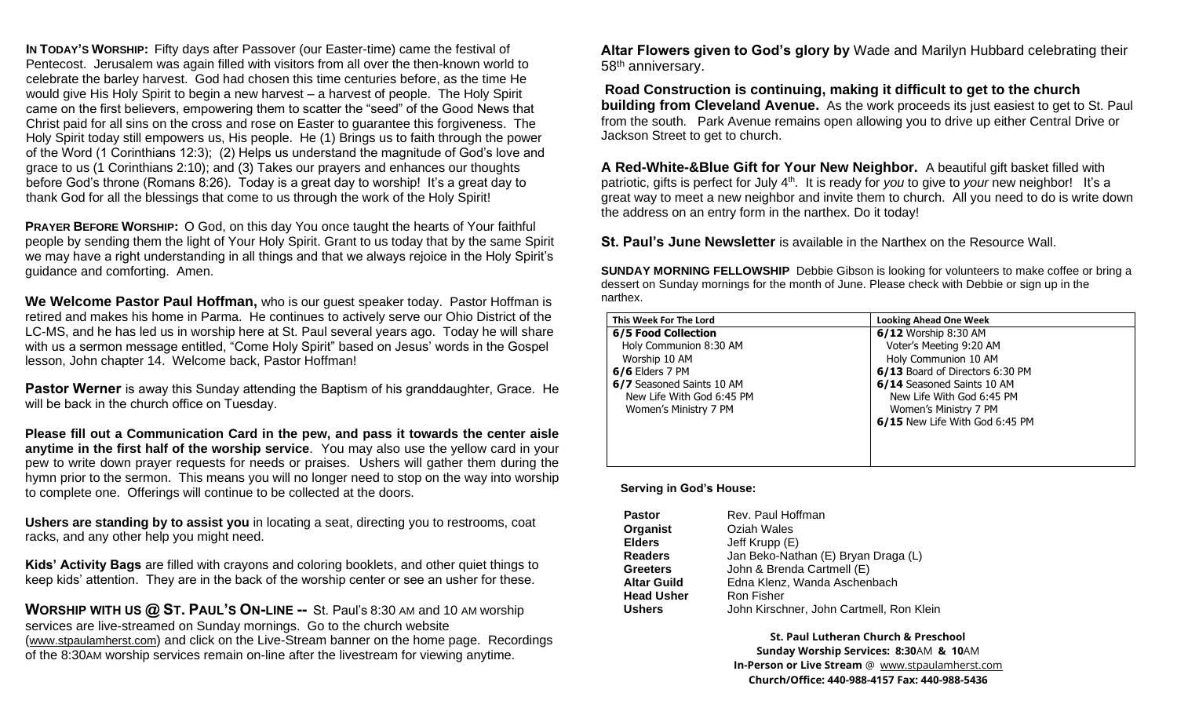**IN TODAY'S WORSHIP:** Fifty days after Passover (our Easter-time) came the festival of Pentecost. Jerusalem was again filled with visitors from all over the then-known world to celebrate the barley harvest. God had chosen this time centuries before, as the time He would give His Holy Spirit to begin a new harvest – a harvest of people. The Holy Spirit came on the first believers, empowering them to scatter the "seed" of the Good News that Christ paid for all sins on the cross and rose on Easter to guarantee this forgiveness. The Holy Spirit today still empowers us, His people. He (1) Brings us to faith through the power of the Word (1 Corinthians 12:3); (2) Helps us understand the magnitude of God's love and grace to us (1 Corinthians 2:10); and (3) Takes our prayers and enhances our thoughts before God's throne (Romans 8:26). Today is a great day to worship! It's a great day to thank God for all the blessings that come to us through the work of the Holy Spirit!

**PRAYER BEFORE WORSHIP:** O God, on this day You once taught the hearts of Your faithful people by sending them the light of Your Holy Spirit. Grant to us today that by the same Spirit we may have a right understanding in all things and that we always rejoice in the Holy Spirit's guidance and comforting. Amen.

**We Welcome Pastor Paul Hoffman,** who is our guest speaker today. Pastor Hoffman is retired and makes his home in Parma. He continues to actively serve our Ohio District of the LC-MS, and he has led us in worship here at St. Paul several years ago. Today he will share with us a sermon message entitled, "Come Holy Spirit" based on Jesus' words in the Gospel lesson, John chapter 14. Welcome back, Pastor Hoffman!

**Pastor Werner** is away this Sunday attending the Baptism of his granddaughter, Grace. He will be back in the church office on Tuesday.

**Please fill out a Communication Card in the pew, and pass it towards the center aisle anytime in the first half of the worship service**. You may also use the yellow card in your pew to write down prayer requests for needs or praises. Ushers will gather them during the hymn prior to the sermon. This means you will no longer need to stop on the way into worship to complete one. Offerings will continue to be collected at the doors.

**Ushers are standing by to assist you** in locating a seat, directing you to restrooms, coat racks, and any other help you might need.

**Kids' Activity Bags** are filled with crayons and coloring booklets, and other quiet things to keep kids' attention. They are in the back of the worship center or see an usher for these.

**WORSHIP WITH US @ ST. PAUL'S ON-LINE --** St. Paul's 8:30 AM and 10 AM worship services are live-streamed on Sunday mornings. Go to the church website (www.stpaulamherst.com) and click on the Live-Stream banner on the home page. Recordings of the 8:30AM worship services remain on-line after the livestream for viewing anytime.

**Altar Flowers given to God's glory by** Wade and Marilyn Hubbard celebrating their 58th anniversary.

**Road Construction is continuing, making it difficult to get to the church building from Cleveland Avenue.** As the work proceeds its just easiest to get to St. Paul from the south. Park Avenue remains open allowing you to drive up either Central Drive or Jackson Street to get to church.

**A Red-White-&Blue Gift for Your New Neighbor.** A beautiful gift basket filled with patriotic, gifts is perfect for July 4th. It is ready for *you* to give to *your* new neighbor! It's a great way to meet a new neighbor and invite them to church. All you need to do is write down the address on an entry form in the narthex. Do it today!

**St. Paul's June Newsletter** is available in the Narthex on the Resource Wall.

**SUNDAY MORNING FELLOWSHIP** Debbie Gibson is looking for volunteers to make coffee or bring a dessert on Sunday mornings for the month of June. Please check with Debbie or sign up in the narthex.

| This Week For The Lord | Looking Ahead One Week |
|---|---|
| **6/5 Food Collection** | **6/12** Worship 8:30 AM |
| Holy Communion 8:30 AM | Voter's Meeting 9:20 AM |
| Worship 10 AM | Holy Communion 10 AM |
| **6/6** Elders 7 PM | **6/13** Board of Directors 6:30 PM |
| **6/7** Seasoned Saints 10 AM | **6/14** Seasoned Saints 10 AM |
| New Life With God 6:45 PM | New Life With God 6:45 PM |
| Women's Ministry 7 PM | Women's Ministry 7 PM |
| | **6/15** New Life With God 6:45 PM |

**Serving in God's House:**

| | |
|---|---|
| **Pastor** | Rev. Paul Hoffman |
| **Organist** | Oziah Wales |
| **Elders** | Jeff Krupp (E) |
| **Readers** | Jan Beko-Nathan (E) Bryan Draga (L) |
| **Greeters** | John & Brenda Cartmell (E) |
| **Altar Guild** | Edna Klenz, Wanda Aschenbach |
| **Head Usher** | Ron Fisher |
| **Ushers** | John Kirschner, John Cartmell, Ron Klein |

**St. Paul Lutheran Church & Preschool**
**Sunday Worship Services: 8:30AM & 10AM**
**In-Person or Live Stream @ www.stpaulamherst.com**
**Church/Office: 440-988-4157 Fax: 440-988-5436**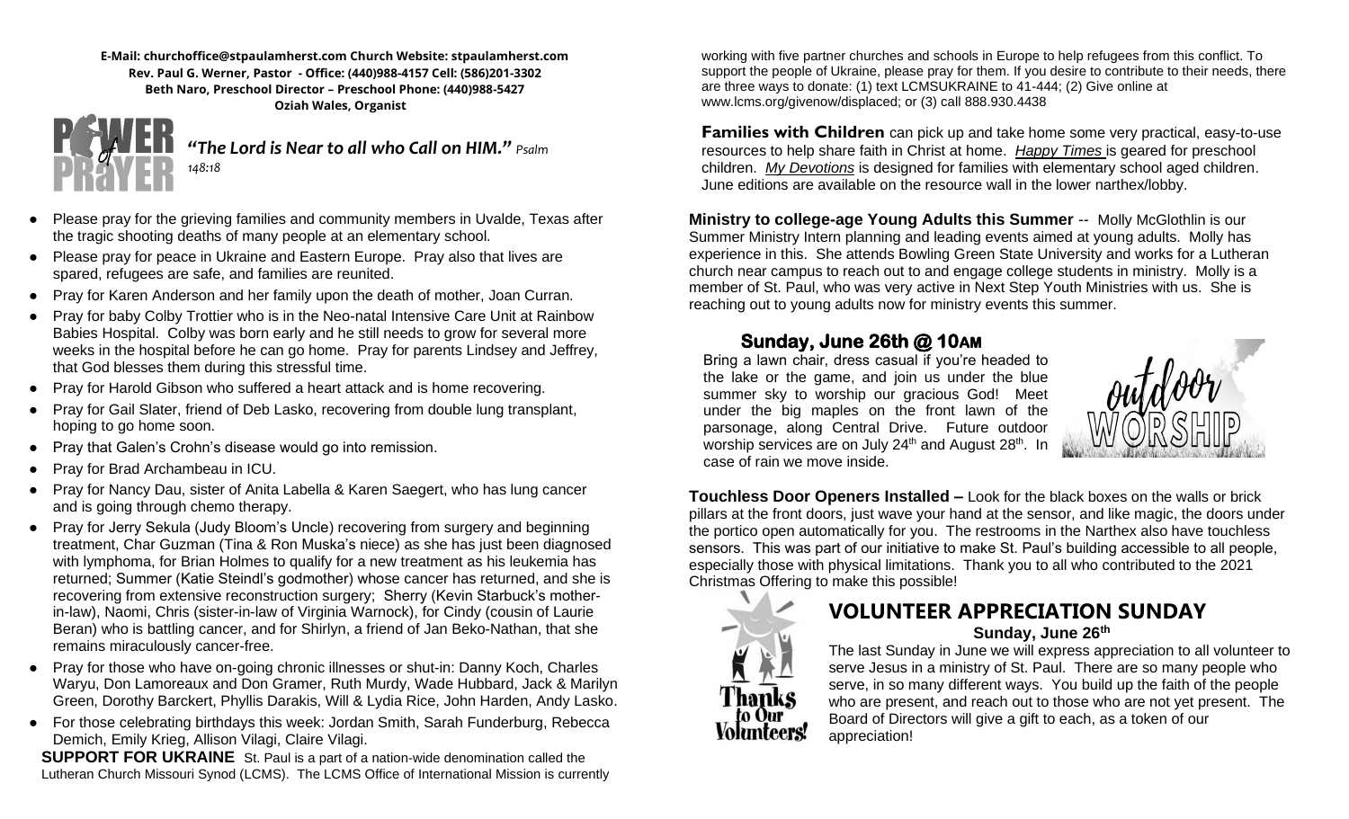**E-Mail: churchoffice@stpaulamherst.com Church Website: stpaulamherst.com**
**Rev. Paul G. Werner, Pastor - Office: (440)988-4157 Cell: (586)201-3302**
**Beth Naro, Preschool Director – Preschool Phone: (440)988-5427**
**Oziah Wales, Organist**

## POWER of PRAYER

***"The Lord is Near to all who Call on HIM."*** *Psalm 148:18*

- Please pray for the grieving families and community members in Uvalde, Texas after the tragic shooting deaths of many people at an elementary school.
- Please pray for peace in Ukraine and Eastern Europe. Pray also that lives are spared, refugees are safe, and families are reunited.
- Pray for Karen Anderson and her family upon the death of mother, Joan Curran.
- Pray for baby Colby Trottier who is in the Neo-natal Intensive Care Unit at Rainbow Babies Hospital. Colby was born early and he still needs to grow for several more weeks in the hospital before he can go home. Pray for parents Lindsey and Jeffrey, that God blesses them during this stressful time.
- Pray for Harold Gibson who suffered a heart attack and is home recovering.
- Pray for Gail Slater, friend of Deb Lasko, recovering from double lung transplant, hoping to go home soon.
- Pray that Galen's Crohn's disease would go into remission.
- Pray for Brad Archambeau in ICU.
- Pray for Nancy Dau, sister of Anita Labella & Karen Saegert, who has lung cancer and is going through chemo therapy.
- Pray for Jerry Sekula (Judy Bloom's Uncle) recovering from surgery and beginning treatment, Char Guzman (Tina & Ron Muska's niece) as she has just been diagnosed with lymphoma, for Brian Holmes to qualify for a new treatment as his leukemia has returned; Summer (Katie Steindl's godmother) whose cancer has returned, and she is recovering from extensive reconstruction surgery; Sherry (Kevin Starbuck's mother-in-law), Naomi, Chris (sister-in-law of Virginia Warnock), for Cindy (cousin of Laurie Beran) who is battling cancer, and for Shirlyn, a friend of Jan Beko-Nathan, that she remains miraculously cancer-free.
- Pray for those who have on-going chronic illnesses or shut-in: Danny Koch, Charles Waryu, Don Lamoreaux and Don Gramer, Ruth Murdy, Wade Hubbard, Jack & Marilyn Green, Dorothy Barckert, Phyllis Darakis, Will & Lydia Rice, John Harden, Andy Lasko.
- For those celebrating birthdays this week: Jordan Smith, Sarah Funderburg, Rebecca Demich, Emily Krieg, Allison Vilagi, Claire Vilagi.

**SUPPORT FOR UKRAINE** St. Paul is a part of a nation-wide denomination called the Lutheran Church Missouri Synod (LCMS). The LCMS Office of International Mission is currently working with five partner churches and schools in Europe to help refugees from this conflict. To support the people of Ukraine, please pray for them. If you desire to contribute to their needs, there are three ways to donate: (1) text LCMSUKRAINE to 41-444; (2) Give online at www.lcms.org/givenow/displaced; or (3) call 888.930.4438

**Families with Children** can pick up and take home some very practical, easy-to-use resources to help share faith in Christ at home. *Happy Times* is geared for preschool children. *My Devotions* is designed for families with elementary school aged children. June editions are available on the resource wall in the lower narthex/lobby.

**Ministry to college-age Young Adults this Summer** -- Molly McGlothlin is our Summer Ministry Intern planning and leading events aimed at young adults. Molly has experience in this. She attends Bowling Green State University and works for a Lutheran church near campus to reach out to and engage college students in ministry. Molly is a member of St. Paul, who was very active in Next Step Youth Ministries with us. She is reaching out to young adults now for ministry events this summer.

### Sunday, June 26th @ 10AM

Bring a lawn chair, dress casual if you're headed to the lake or the game, and join us under the blue summer sky to worship our gracious God! Meet under the big maples on the front lawn of the parsonage, along Central Drive. Future outdoor worship services are on July 24th and August 28th. In case of rain we move inside.

outdoor WORSHIP

**Touchless Door Openers Installed –** Look for the black boxes on the walls or brick pillars at the front doors, just wave your hand at the sensor, and like magic, the doors under the portico open automatically for you. The restrooms in the Narthex also have touchless sensors. This was part of our initiative to make St. Paul's building accessible to all people, especially those with physical limitations. Thank you to all who contributed to the 2021 Christmas Offering to make this possible!

## VOLUNTEER APPRECIATION SUNDAY

**Sunday, June 26th**

Thanks to Our Volunteers!

The last Sunday in June we will express appreciation to all volunteer to serve Jesus in a ministry of St. Paul. There are so many people who serve, in so many different ways. You build up the faith of the people who are present, and reach out to those who are not yet present. The Board of Directors will give a gift to each, as a token of our appreciation!